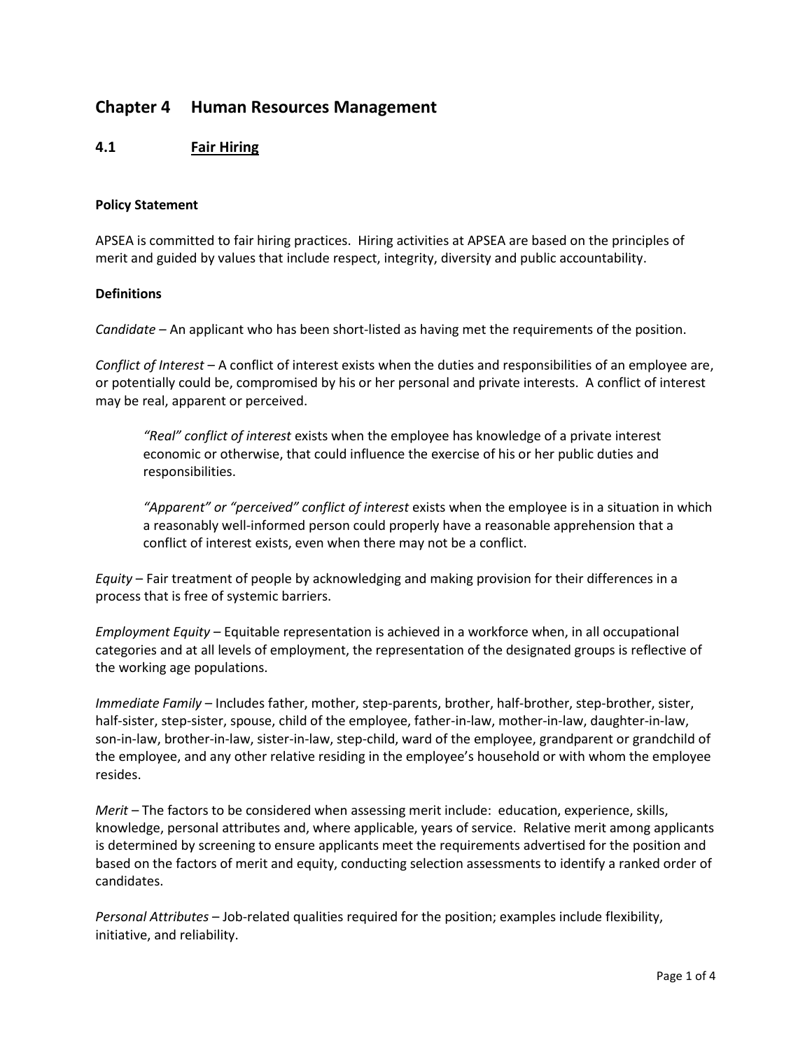# Chapter 4 Human Resources Management

## 4.1 Fair Hiring

**Policy Statement**

APSEA is committed to fair hiring practices. Hiring activities at APSEA are based on the principles of merit and guided by values that include respect, integrity, diversity and public accountability.

**Definitions**

*Candidate* – An applicant who has been short-listed as having met the requirements of the position.

*Conflict of Interest* – A conflict of interest exists when the duties and responsibilities of an employee are, or potentially could be, compromised by his or her personal and private interests. A conflict of interest may be real, apparent or perceived.

> *"Real" conflict of interest* exists when the employee has knowledge of a private interest economic or otherwise, that could influence the exercise of his or her public duties and responsibilities.
>
> *"Apparent" or "perceived" conflict of interest* exists when the employee is in a situation in which a reasonably well-informed person could properly have a reasonable apprehension that a conflict of interest exists, even when there may not be a conflict.

*Equity* – Fair treatment of people by acknowledging and making provision for their differences in a process that is free of systemic barriers.

*Employment Equity* – Equitable representation is achieved in a workforce when, in all occupational categories and at all levels of employment, the representation of the designated groups is reflective of the working age populations.

*Immediate Family* – Includes father, mother, step-parents, brother, half-brother, step-brother, sister, half-sister, step-sister, spouse, child of the employee, father-in-law, mother-in-law, daughter-in-law, son-in-law, brother-in-law, sister-in-law, step-child, ward of the employee, grandparent or grandchild of the employee, and any other relative residing in the employee's household or with whom the employee resides.

*Merit* – The factors to be considered when assessing merit include: education, experience, skills, knowledge, personal attributes and, where applicable, years of service. Relative merit among applicants is determined by screening to ensure applicants meet the requirements advertised for the position and based on the factors of merit and equity, conducting selection assessments to identify a ranked order of candidates.

*Personal Attributes* – Job-related qualities required for the position; examples include flexibility, initiative, and reliability.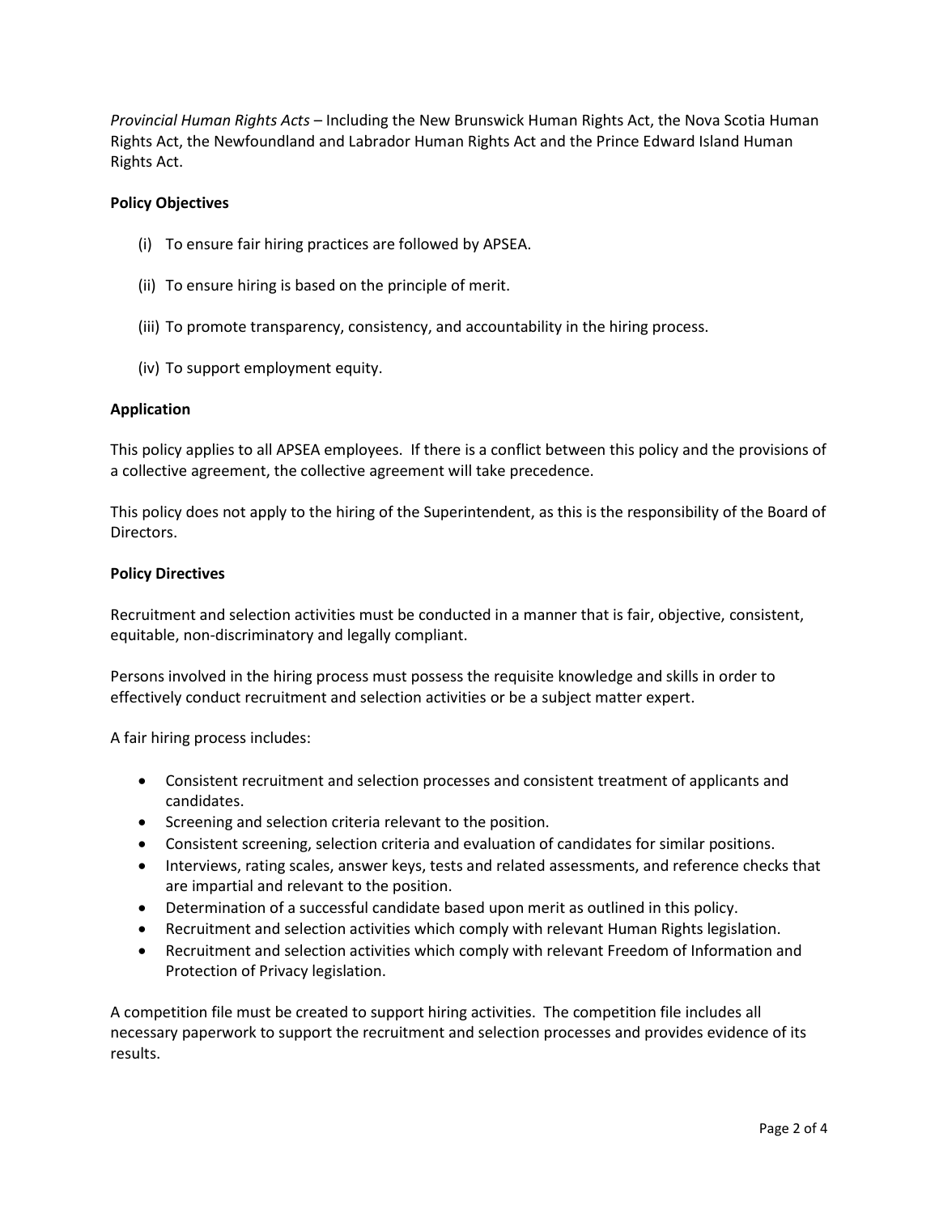*Provincial Human Rights Acts* – Including the New Brunswick Human Rights Act, the Nova Scotia Human Rights Act, the Newfoundland and Labrador Human Rights Act and the Prince Edward Island Human Rights Act.

**Policy Objectives**

(i) To ensure fair hiring practices are followed by APSEA.

(ii) To ensure hiring is based on the principle of merit.

(iii) To promote transparency, consistency, and accountability in the hiring process.

(iv) To support employment equity.

**Application**

This policy applies to all APSEA employees. If there is a conflict between this policy and the provisions of a collective agreement, the collective agreement will take precedence.

This policy does not apply to the hiring of the Superintendent, as this is the responsibility of the Board of Directors.

**Policy Directives**

Recruitment and selection activities must be conducted in a manner that is fair, objective, consistent, equitable, non-discriminatory and legally compliant.

Persons involved in the hiring process must possess the requisite knowledge and skills in order to effectively conduct recruitment and selection activities or be a subject matter expert.

A fair hiring process includes:

- Consistent recruitment and selection processes and consistent treatment of applicants and candidates.
- Screening and selection criteria relevant to the position.
- Consistent screening, selection criteria and evaluation of candidates for similar positions.
- Interviews, rating scales, answer keys, tests and related assessments, and reference checks that are impartial and relevant to the position.
- Determination of a successful candidate based upon merit as outlined in this policy.
- Recruitment and selection activities which comply with relevant Human Rights legislation.
- Recruitment and selection activities which comply with relevant Freedom of Information and Protection of Privacy legislation.

A competition file must be created to support hiring activities. The competition file includes all necessary paperwork to support the recruitment and selection processes and provides evidence of its results.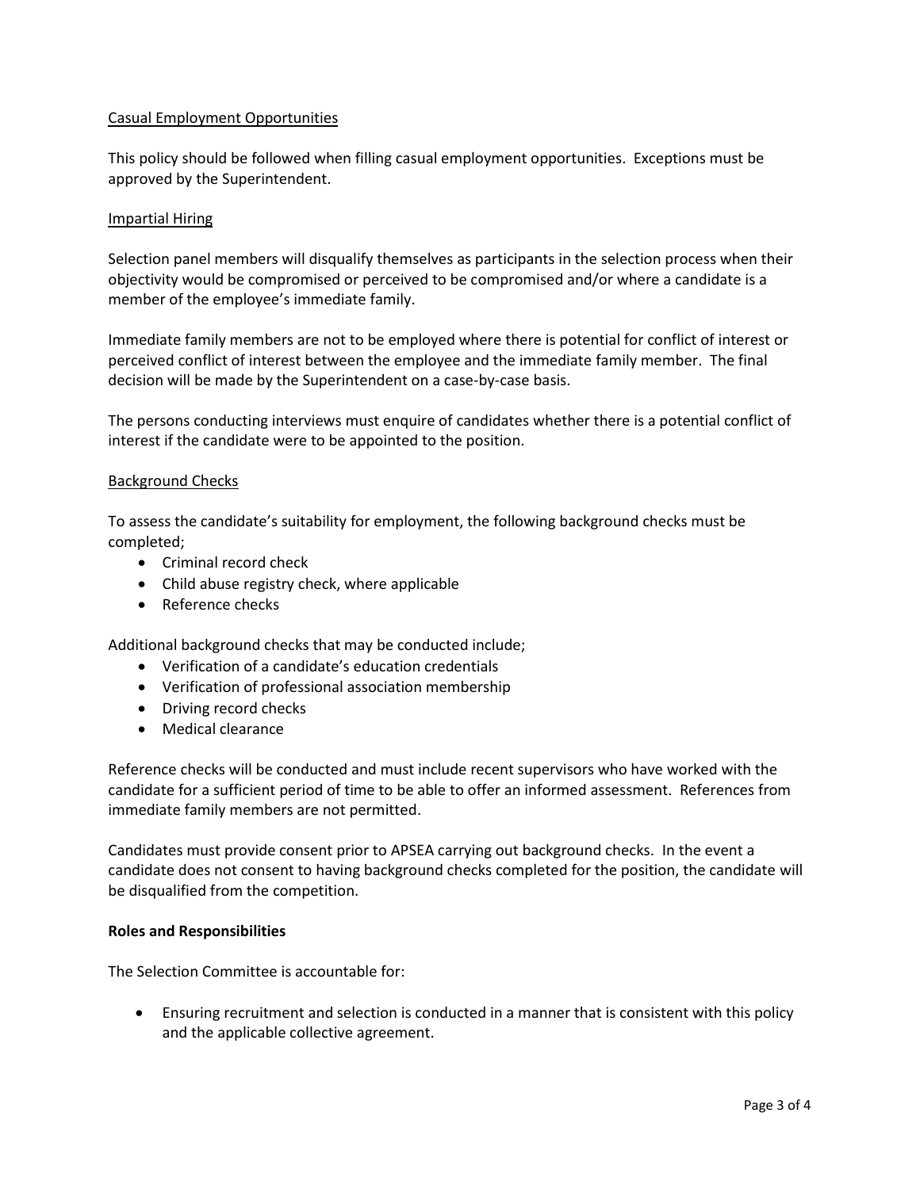### Casual Employment Opportunities

This policy should be followed when filling casual employment opportunities. Exceptions must be approved by the Superintendent.

### Impartial Hiring

Selection panel members will disqualify themselves as participants in the selection process when their objectivity would be compromised or perceived to be compromised and/or where a candidate is a member of the employee's immediate family.

Immediate family members are not to be employed where there is potential for conflict of interest or perceived conflict of interest between the employee and the immediate family member. The final decision will be made by the Superintendent on a case-by-case basis.

The persons conducting interviews must enquire of candidates whether there is a potential conflict of interest if the candidate were to be appointed to the position.

### Background Checks

To assess the candidate's suitability for employment, the following background checks must be completed;

- Criminal record check
- Child abuse registry check, where applicable
- Reference checks

Additional background checks that may be conducted include;

- Verification of a candidate's education credentials
- Verification of professional association membership
- Driving record checks
- Medical clearance

Reference checks will be conducted and must include recent supervisors who have worked with the candidate for a sufficient period of time to be able to offer an informed assessment. References from immediate family members are not permitted.

Candidates must provide consent prior to APSEA carrying out background checks. In the event a candidate does not consent to having background checks completed for the position, the candidate will be disqualified from the competition.

## Roles and Responsibilities

The Selection Committee is accountable for:

- Ensuring recruitment and selection is conducted in a manner that is consistent with this policy and the applicable collective agreement.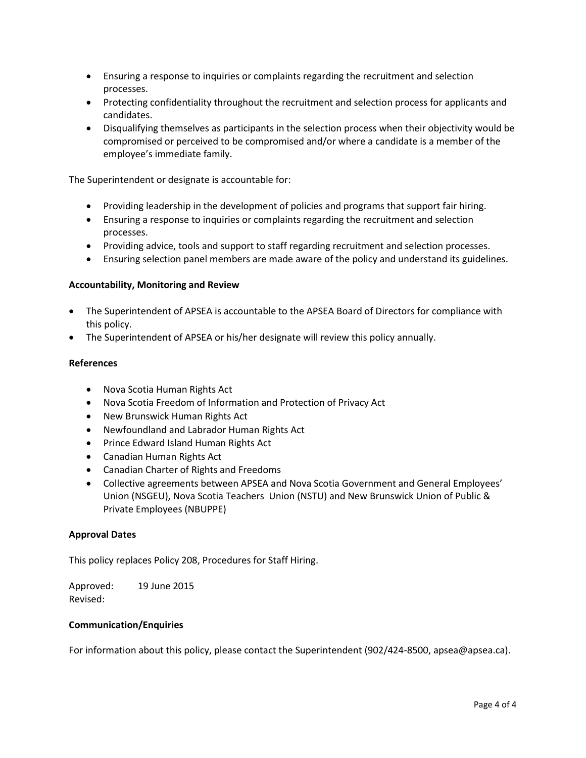- Ensuring a response to inquiries or complaints regarding the recruitment and selection processes.
- Protecting confidentiality throughout the recruitment and selection process for applicants and candidates.
- Disqualifying themselves as participants in the selection process when their objectivity would be compromised or perceived to be compromised and/or where a candidate is a member of the employee's immediate family.

The Superintendent or designate is accountable for:

- Providing leadership in the development of policies and programs that support fair hiring.
- Ensuring a response to inquiries or complaints regarding the recruitment and selection processes.
- Providing advice, tools and support to staff regarding recruitment and selection processes.
- Ensuring selection panel members are made aware of the policy and understand its guidelines.

**Accountability, Monitoring and Review**

- The Superintendent of APSEA is accountable to the APSEA Board of Directors for compliance with this policy.
- The Superintendent of APSEA or his/her designate will review this policy annually.

**References**

- Nova Scotia Human Rights Act
- Nova Scotia Freedom of Information and Protection of Privacy Act
- New Brunswick Human Rights Act
- Newfoundland and Labrador Human Rights Act
- Prince Edward Island Human Rights Act
- Canadian Human Rights Act
- Canadian Charter of Rights and Freedoms
- Collective agreements between APSEA and Nova Scotia Government and General Employees' Union (NSGEU), Nova Scotia Teachers Union (NSTU) and New Brunswick Union of Public & Private Employees (NBUPPE)

**Approval Dates**

This policy replaces Policy 208, Procedures for Staff Hiring.

Approved: 19 June 2015
Revised:

**Communication/Enquiries**

For information about this policy, please contact the Superintendent (902/424-8500, apsea@apsea.ca).